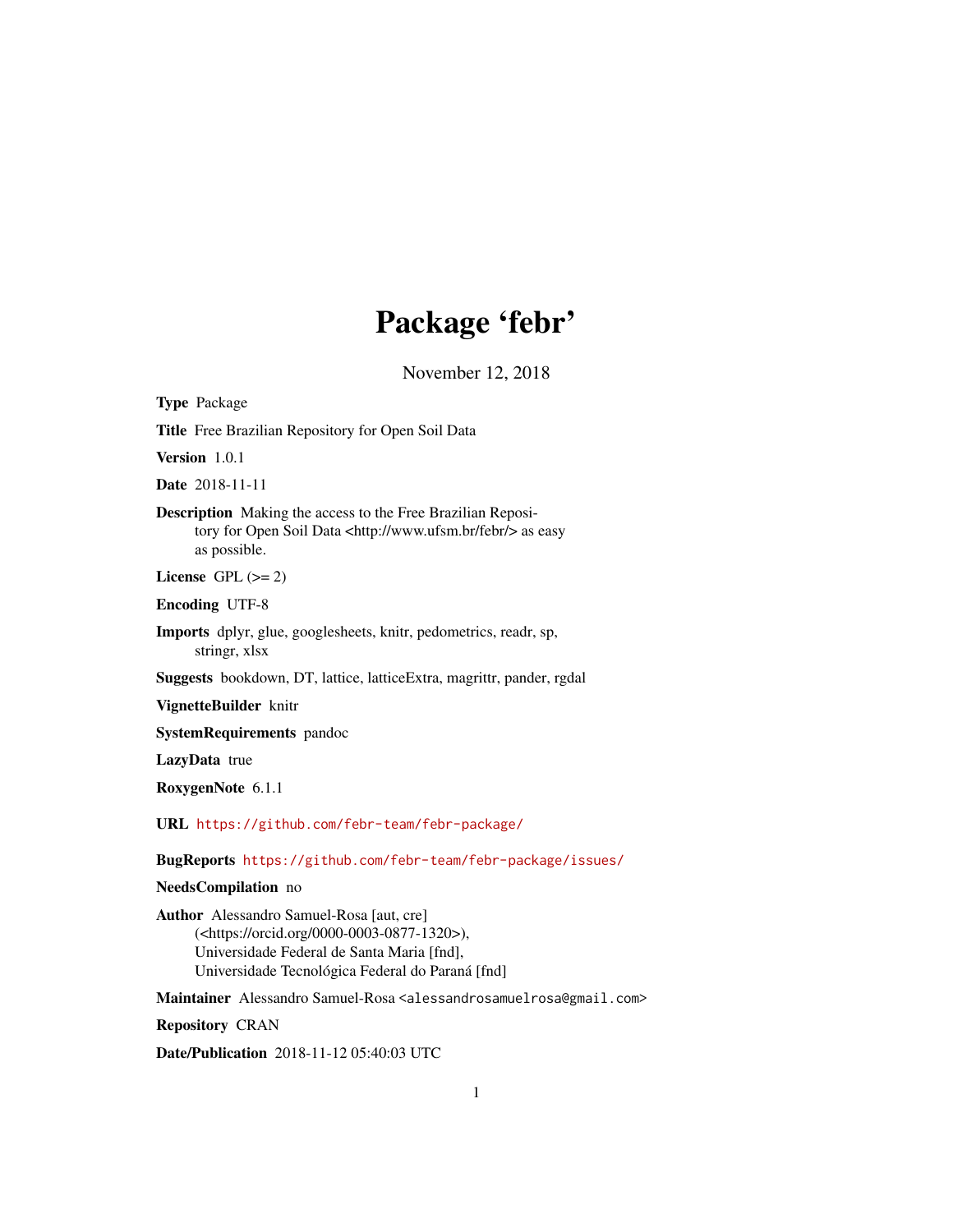# Package 'febr'

November 12, 2018

**Type** Package

**Title** Free Brazilian Repository for Open Soil Data

**Version** 1.0.1

**Date** 2018-11-11

**Description** Making the access to the Free Brazilian Repository for Open Soil Data <http://www.ufsm.br/febr/> as easy as possible.

**License** GPL (>= 2)

**Encoding** UTF-8

**Imports** dplyr, glue, googlesheets, knitr, pedometrics, readr, sp, stringr, xlsx

**Suggests** bookdown, DT, lattice, latticeExtra, magrittr, pander, rgdal

**VignetteBuilder** knitr

**SystemRequirements** pandoc

**LazyData** true

**RoxygenNote** 6.1.1

**URL** https://github.com/febr-team/febr-package/

**BugReports** https://github.com/febr-team/febr-package/issues/

**NeedsCompilation** no

**Author** Alessandro Samuel-Rosa [aut, cre] (<https://orcid.org/0000-0003-0877-1320>), Universidade Federal de Santa Maria [fnd], Universidade Tecnológica Federal do Paraná [fnd]

**Maintainer** Alessandro Samuel-Rosa <alessandrosamuelrosa@gmail.com>

**Repository** CRAN

**Date/Publication** 2018-11-12 05:40:03 UTC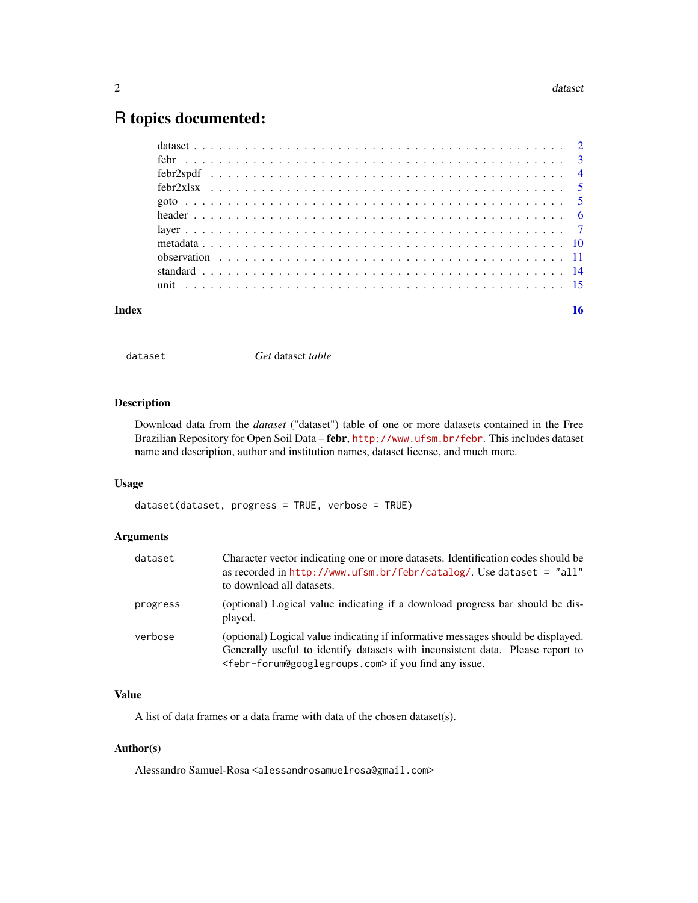# R topics documented:

| | |
|---|---|
| dataset | 2 |
| febr | 3 |
| febr2spdf | 4 |
| febr2xlsx | 5 |
| goto | 5 |
| header | 6 |
| layer | 7 |
| metadata | 10 |
| observation | 11 |
| standard | 14 |
| unit | 15 |

**Index** **16**

---

`dataset` *Get* dataset *table*

---

## Description

Download data from the *dataset* ("dataset") table of one or more datasets contained in the Free Brazilian Repository for Open Soil Data – **febr**, `http://www.ufsm.br/febr`. This includes dataset name and description, author and institution names, dataset license, and much more.

## Usage

```
dataset(dataset, progress = TRUE, verbose = TRUE)
```

## Arguments

| | |
|---|---|
| `dataset` | Character vector indicating one or more datasets. Identification codes should be as recorded in `http://www.ufsm.br/febr/catalog/`. Use `dataset = "all"` to download all datasets. |
| `progress` | (optional) Logical value indicating if a download progress bar should be displayed. |
| `verbose` | (optional) Logical value indicating if informative messages should be displayed. Generally useful to identify datasets with inconsistent data. Please report to `<febr-forum@googlegroups.com>` if you find any issue. |

## Value

A list of data frames or a data frame with data of the chosen dataset(s).

## Author(s)

Alessandro Samuel-Rosa `<alessandrosamuelrosa@gmail.com>`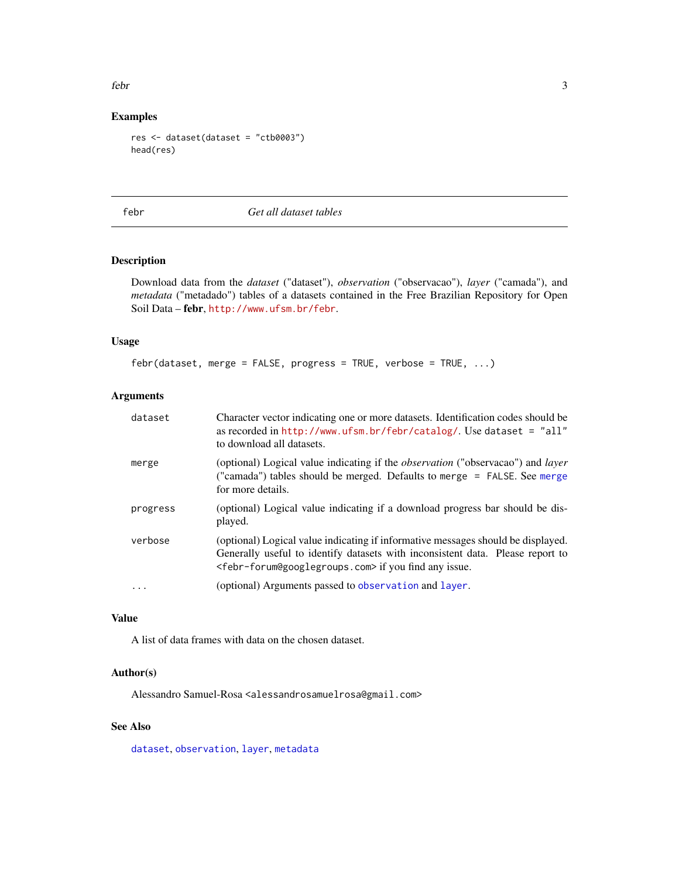## Examples

```
res <- dataset(dataset = "ctb0003")
head(res)
```

---

# febr — *Get all dataset tables*

## Description

Download data from the *dataset* ("dataset"), *observation* ("observacao"), *layer* ("camada"), and *metadata* ("metadado") tables of a datasets contained in the Free Brazilian Repository for Open Soil Data – **febr**, http://www.ufsm.br/febr.

## Usage

```
febr(dataset, merge = FALSE, progress = TRUE, verbose = TRUE, ...)
```

## Arguments

| | |
|---|---|
| `dataset` | Character vector indicating one or more datasets. Identification codes should be as recorded in http://www.ufsm.br/febr/catalog/. Use `dataset = "all"` to download all datasets. |
| `merge` | (optional) Logical value indicating if the *observation* ("observacao") and *layer* ("camada") tables should be merged. Defaults to `merge = FALSE`. See `merge` for more details. |
| `progress` | (optional) Logical value indicating if a download progress bar should be displayed. |
| `verbose` | (optional) Logical value indicating if informative messages should be displayed. Generally useful to identify datasets with inconsistent data. Please report to <febr-forum@googlegroups.com> if you find any issue. |
| `...` | (optional) Arguments passed to `observation` and `layer`. |

## Value

A list of data frames with data on the chosen dataset.

## Author(s)

Alessandro Samuel-Rosa <alessandrosamuelrosa@gmail.com>

## See Also

`dataset`, `observation`, `layer`, `metadata`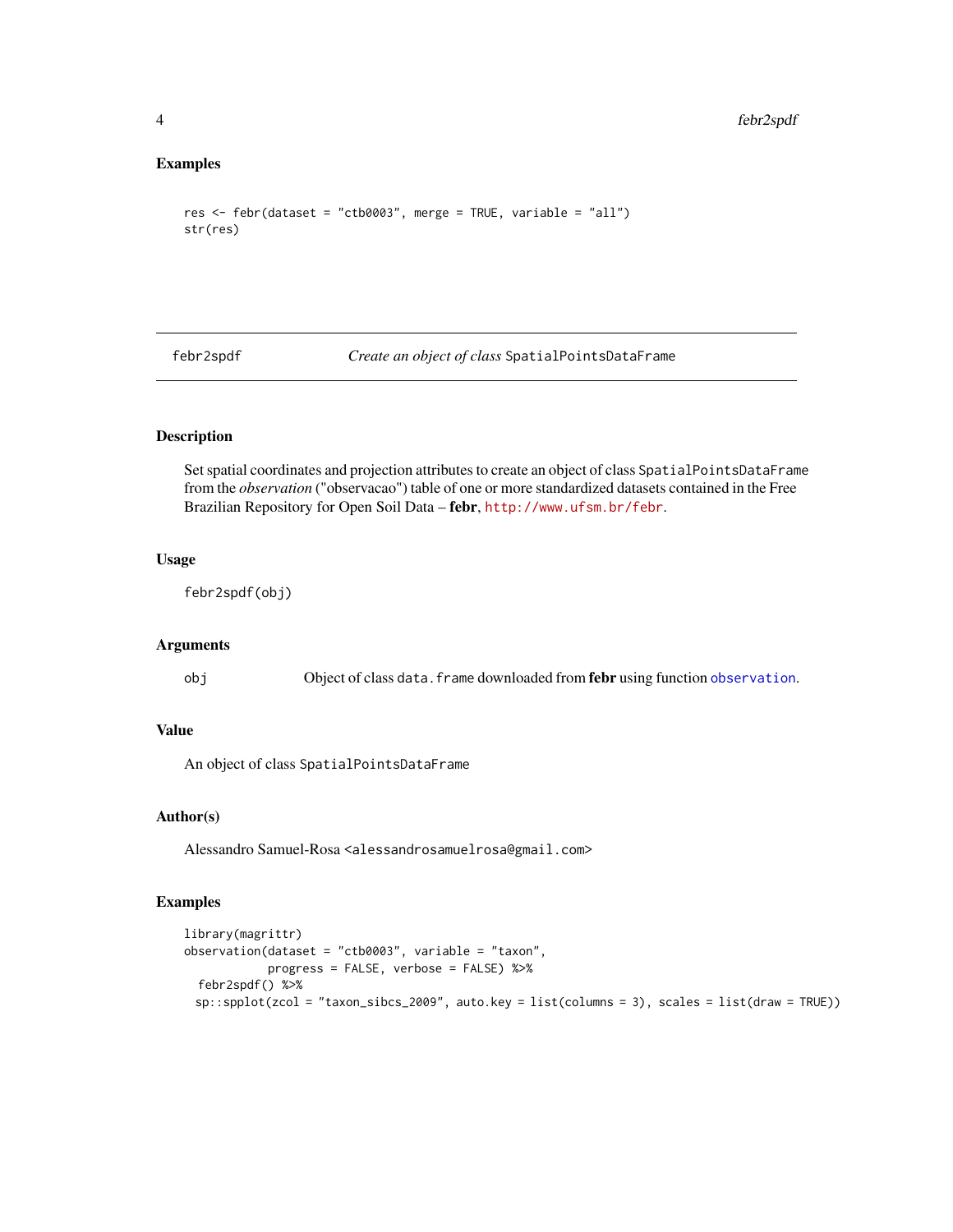## Examples

```
res <- febr(dataset = "ctb0003", merge = TRUE, variable = "all")
str(res)
```

---

# febr2spdf — *Create an object of class* `SpatialPointsDataFrame`

---

## Description

Set spatial coordinates and projection attributes to create an object of class `SpatialPointsDataFrame` from the *observation* ("observacao") table of one or more standardized datasets contained in the Free Brazilian Repository for Open Soil Data – **febr**, http://www.ufsm.br/febr.

## Usage

```
febr2spdf(obj)
```

## Arguments

| | |
|---|---|
| obj | Object of class `data.frame` downloaded from **febr** using function `observation`. |

## Value

An object of class `SpatialPointsDataFrame`

## Author(s)

Alessandro Samuel-Rosa <alessandrosamuelrosa@gmail.com>

## Examples

```
library(magrittr)
observation(dataset = "ctb0003", variable = "taxon",
            progress = FALSE, verbose = FALSE) %>%
  febr2spdf() %>%
  sp::spplot(zcol = "taxon_sibcs_2009", auto.key = list(columns = 3), scales = list(draw = TRUE))
```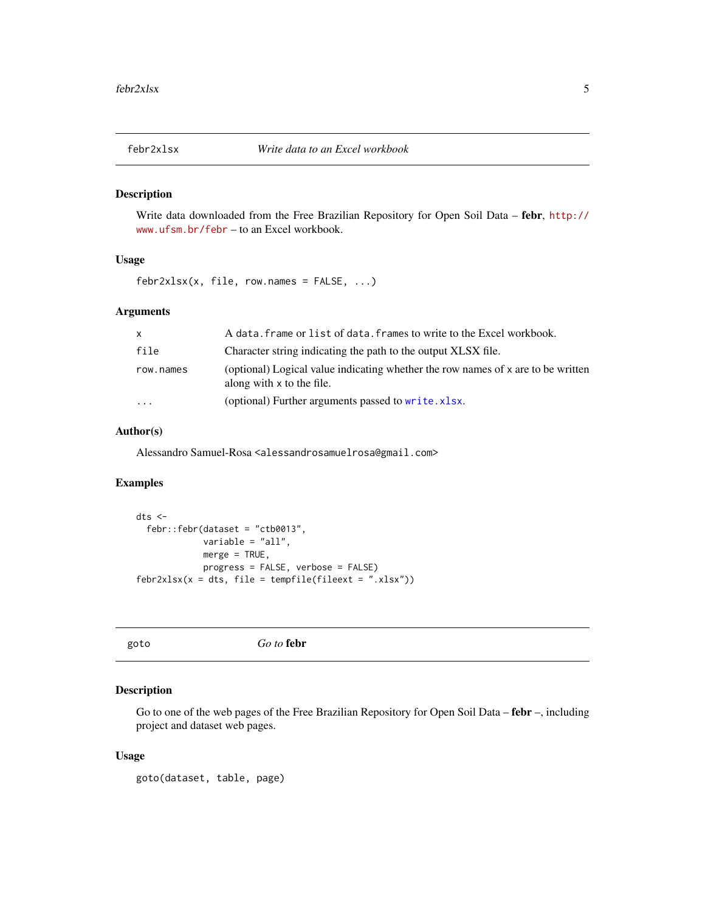## febr2xlsx — *Write data to an Excel workbook*

### Description

Write data downloaded from the Free Brazilian Repository for Open Soil Data – **febr**, http://www.ufsm.br/febr – to an Excel workbook.

### Usage

```
febr2xlsx(x, file, row.names = FALSE, ...)
```

### Arguments

| | |
|---|---|
| x | A data.frame or list of data.frames to write to the Excel workbook. |
| file | Character string indicating the path to the output XLSX file. |
| row.names | (optional) Logical value indicating whether the row names of x are to be written along with x to the file. |
| ... | (optional) Further arguments passed to write.xlsx. |

### Author(s)

Alessandro Samuel-Rosa <alessandrosamuelrosa@gmail.com>

### Examples

```
dts <-
  febr::febr(dataset = "ctb0013",
             variable = "all",
             merge = TRUE,
             progress = FALSE, verbose = FALSE)
febr2xlsx(x = dts, file = tempfile(fileext = ".xlsx"))
```

## goto — *Go to* **febr**

### Description

Go to one of the web pages of the Free Brazilian Repository for Open Soil Data – **febr** –, including project and dataset web pages.

### Usage

```
goto(dataset, table, page)
```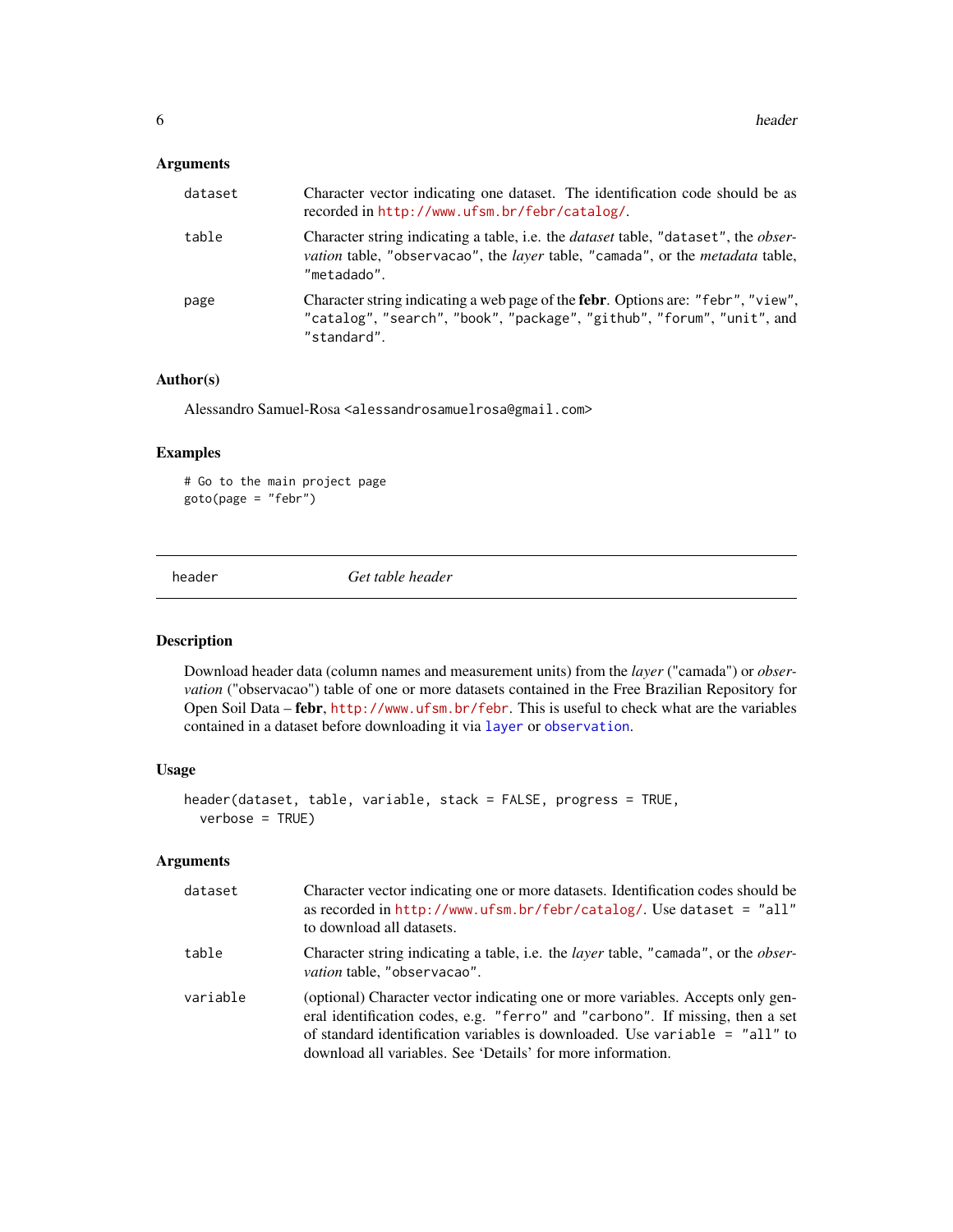## Arguments

| | |
|---|---|
| dataset | Character vector indicating one dataset. The identification code should be as recorded in http://www.ufsm.br/febr/catalog/. |
| table | Character string indicating a table, i.e. the *dataset* table, "dataset", the *observation* table, "observacao", the *layer* table, "camada", or the *metadata* table, "metadado". |
| page | Character string indicating a web page of the **febr**. Options are: "febr", "view", "catalog", "search", "book", "package", "github", "forum", "unit", and "standard". |

## Author(s)

Alessandro Samuel-Rosa <alessandrosamuelrosa@gmail.com>

## Examples

```
# Go to the main project page
goto(page = "febr")
```

---

# header — *Get table header*

---

## Description

Download header data (column names and measurement units) from the *layer* ("camada") or *observation* ("observacao") table of one or more datasets contained in the Free Brazilian Repository for Open Soil Data – **febr**, http://www.ufsm.br/febr. This is useful to check what are the variables contained in a dataset before downloading it via layer or observation.

## Usage

```
header(dataset, table, variable, stack = FALSE, progress = TRUE,
  verbose = TRUE)
```

## Arguments

| | |
|---|---|
| dataset | Character vector indicating one or more datasets. Identification codes should be as recorded in http://www.ufsm.br/febr/catalog/. Use dataset = "all" to download all datasets. |
| table | Character string indicating a table, i.e. the *layer* table, "camada", or the *observation* table, "observacao". |
| variable | (optional) Character vector indicating one or more variables. Accepts only general identification codes, e.g. "ferro" and "carbono". If missing, then a set of standard identification variables is downloaded. Use variable = "all" to download all variables. See 'Details' for more information. |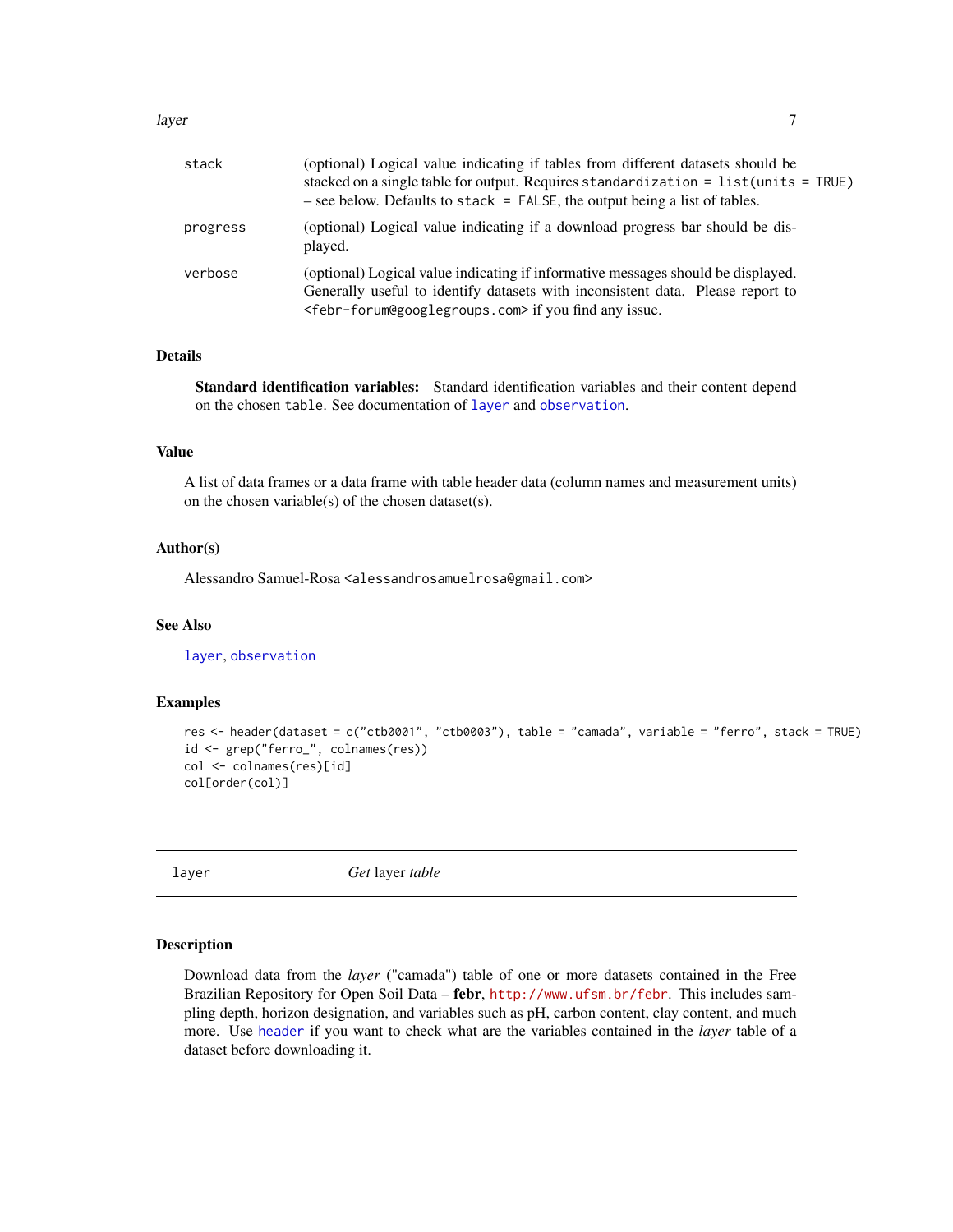| | |
|---|---|
| stack | (optional) Logical value indicating if tables from different datasets should be stacked on a single table for output. Requires `standardization = list(units = TRUE)` – see below. Defaults to `stack = FALSE`, the output being a list of tables. |
| progress | (optional) Logical value indicating if a download progress bar should be displayed. |
| verbose | (optional) Logical value indicating if informative messages should be displayed. Generally useful to identify datasets with inconsistent data. Please report to <febr-forum@googlegroups.com> if you find any issue. |

## Details

**Standard identification variables:** Standard identification variables and their content depend on the chosen `table`. See documentation of `layer` and `observation`.

## Value

A list of data frames or a data frame with table header data (column names and measurement units) on the chosen variable(s) of the chosen dataset(s).

## Author(s)

Alessandro Samuel-Rosa <alessandrosamuelrosa@gmail.com>

## See Also

`layer`, `observation`

## Examples

```
res <- header(dataset = c("ctb0001", "ctb0003"), table = "camada", variable = "ferro", stack = TRUE)
id <- grep("ferro_", colnames(res))
col <- colnames(res)[id]
col[order(col)]
```

---

# layer — *Get* layer *table*

## Description

Download data from the *layer* ("camada") table of one or more datasets contained in the Free Brazilian Repository for Open Soil Data – **febr**, http://www.ufsm.br/febr. This includes sampling depth, horizon designation, and variables such as pH, carbon content, clay content, and much more. Use `header` if you want to check what are the variables contained in the *layer* table of a dataset before downloading it.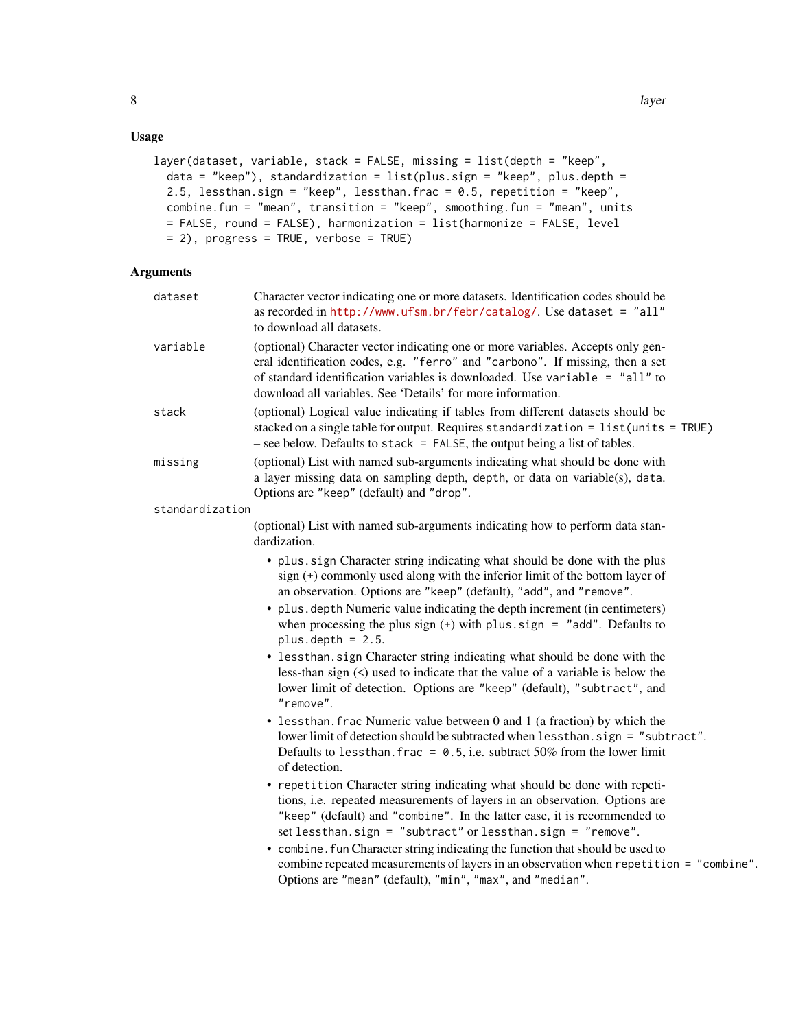## Usage

```
layer(dataset, variable, stack = FALSE, missing = list(depth = "keep",
  data = "keep"), standardization = list(plus.sign = "keep", plus.depth =
  2.5, lessthan.sign = "keep", lessthan.frac = 0.5, repetition = "keep",
  combine.fun = "mean", transition = "keep", smoothing.fun = "mean", units
  = FALSE, round = FALSE), harmonization = list(harmonize = FALSE, level
  = 2), progress = TRUE, verbose = TRUE)
```

## Arguments

`dataset` Character vector indicating one or more datasets. Identification codes should be as recorded in http://www.ufsm.br/febr/catalog/. Use `dataset = "all"` to download all datasets.

`variable` (optional) Character vector indicating one or more variables. Accepts only general identification codes, e.g. `"ferro"` and `"carbono"`. If missing, then a set of standard identification variables is downloaded. Use `variable = "all"` to download all variables. See 'Details' for more information.

`stack` (optional) Logical value indicating if tables from different datasets should be stacked on a single table for output. Requires `standardization = list(units = TRUE)` – see below. Defaults to `stack = FALSE`, the output being a list of tables.

`missing` (optional) List with named sub-arguments indicating what should be done with a layer missing data on sampling depth, `depth`, or data on variable(s), `data`. Options are `"keep"` (default) and `"drop"`.

`standardization` (optional) List with named sub-arguments indicating how to perform data standardization.

- `plus.sign` Character string indicating what should be done with the plus sign (+) commonly used along with the inferior limit of the bottom layer of an observation. Options are `"keep"` (default), `"add"`, and `"remove"`.
- `plus.depth` Numeric value indicating the depth increment (in centimeters) when processing the plus sign (+) with `plus.sign = "add"`. Defaults to `plus.depth = 2.5`.
- `lessthan.sign` Character string indicating what should be done with the less-than sign (<) used to indicate that the value of a variable is below the lower limit of detection. Options are `"keep"` (default), `"subtract"`, and `"remove"`.
- `lessthan.frac` Numeric value between 0 and 1 (a fraction) by which the lower limit of detection should be subtracted when `lessthan.sign = "subtract"`. Defaults to `lessthan.frac = 0.5`, i.e. subtract 50% from the lower limit of detection.
- `repetition` Character string indicating what should be done with repetitions, i.e. repeated measurements of layers in an observation. Options are `"keep"` (default) and `"combine"`. In the latter case, it is recommended to set `lessthan.sign = "subtract"` or `lessthan.sign = "remove"`.
- `combine.fun` Character string indicating the function that should be used to combine repeated measurements of layers in an observation when `repetition = "combine"`. Options are `"mean"` (default), `"min"`, `"max"`, and `"median"`.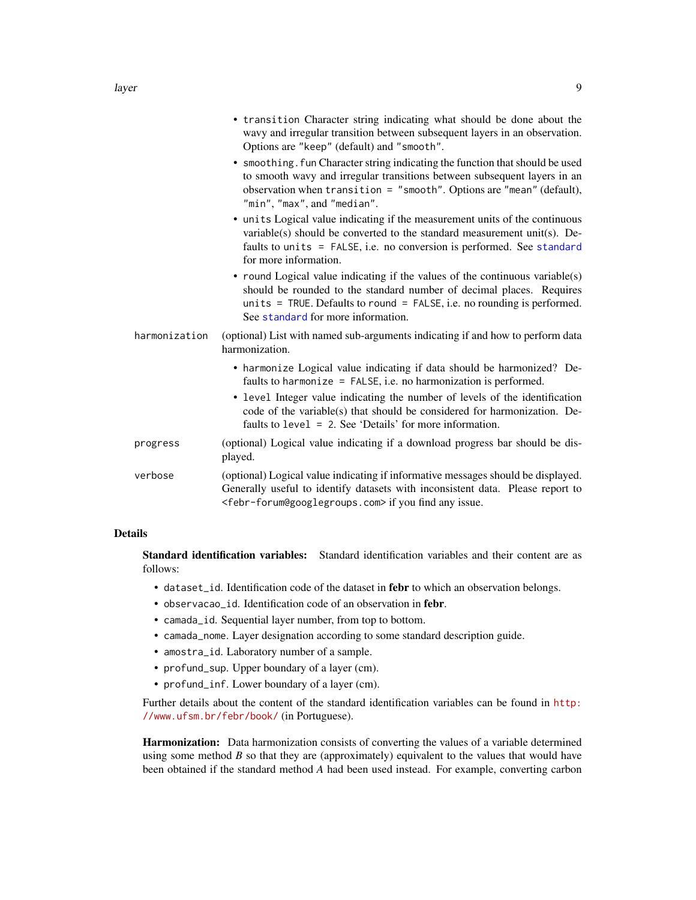- `transition` Character string indicating what should be done about the wavy and irregular transition between subsequent layers in an observation. Options are `"keep"` (default) and `"smooth"`.
- `smoothing.fun` Character string indicating the function that should be used to smooth wavy and irregular transitions between subsequent layers in an observation when `transition = "smooth"`. Options are `"mean"` (default), `"min"`, `"max"`, and `"median"`.
- `units` Logical value indicating if the measurement units of the continuous variable(s) should be converted to the standard measurement unit(s). Defaults to `units = FALSE`, i.e. no conversion is performed. See `standard` for more information.
- `round` Logical value indicating if the values of the continuous variable(s) should be rounded to the standard number of decimal places. Requires `units = TRUE`. Defaults to `round = FALSE`, i.e. no rounding is performed. See `standard` for more information.

`harmonization` (optional) List with named sub-arguments indicating if and how to perform data harmonization.

- `harmonize` Logical value indicating if data should be harmonized? Defaults to `harmonize = FALSE`, i.e. no harmonization is performed.
- `level` Integer value indicating the number of levels of the identification code of the variable(s) that should be considered for harmonization. Defaults to `level = 2`. See 'Details' for more information.

`progress` (optional) Logical value indicating if a download progress bar should be displayed.

`verbose` (optional) Logical value indicating if informative messages should be displayed. Generally useful to identify datasets with inconsistent data. Please report to <febr-forum@googlegroups.com> if you find any issue.

## Details

**Standard identification variables:** Standard identification variables and their content are as follows:

- `dataset_id`. Identification code of the dataset in **febr** to which an observation belongs.
- `observacao_id`. Identification code of an observation in **febr**.
- `camada_id`. Sequential layer number, from top to bottom.
- `camada_nome`. Layer designation according to some standard description guide.
- `amostra_id`. Laboratory number of a sample.
- `profund_sup`. Upper boundary of a layer (cm).
- `profund_inf`. Lower boundary of a layer (cm).

Further details about the content of the standard identification variables can be found in http://www.ufsm.br/febr/book/ (in Portuguese).

**Harmonization:** Data harmonization consists of converting the values of a variable determined using some method *B* so that they are (approximately) equivalent to the values that would have been obtained if the standard method *A* had been used instead. For example, converting carbon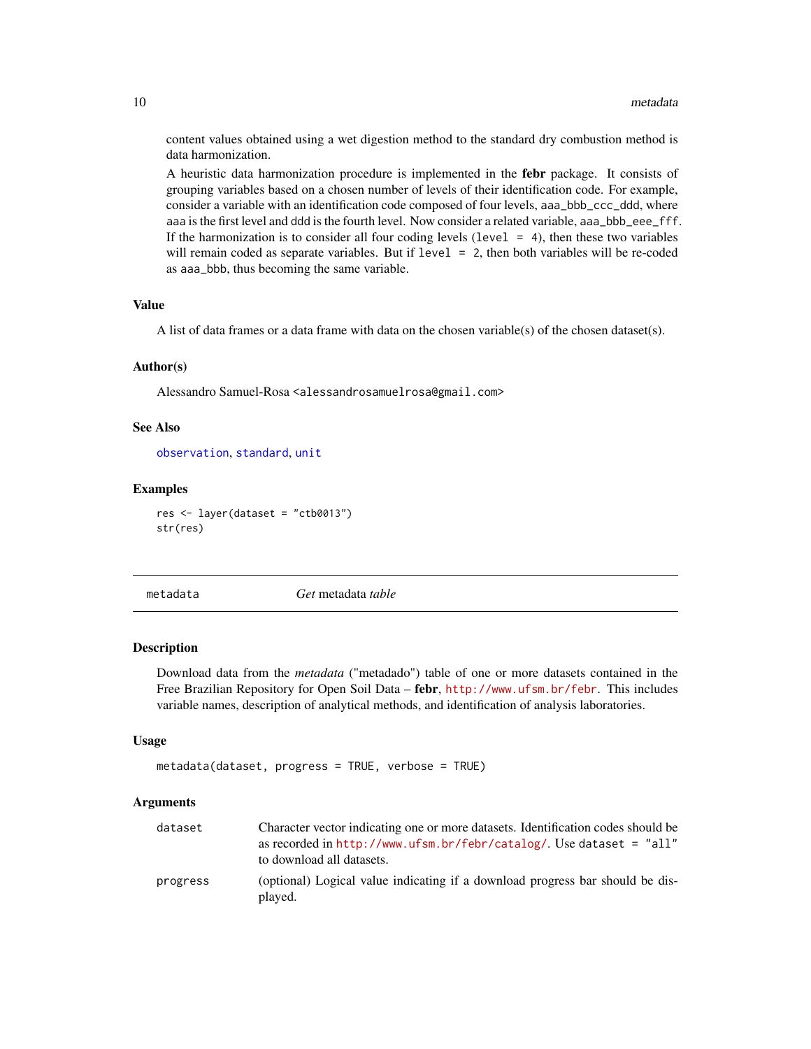content values obtained using a wet digestion method to the standard dry combustion method is data harmonization.

A heuristic data harmonization procedure is implemented in the **febr** package. It consists of grouping variables based on a chosen number of levels of their identification code. For example, consider a variable with an identification code composed of four levels, `aaa_bbb_ccc_ddd`, where `aaa` is the first level and `ddd` is the fourth level. Now consider a related variable, `aaa_bbb_eee_fff`. If the harmonization is to consider all four coding levels (`level = 4`), then these two variables will remain coded as separate variables. But if `level = 2`, then both variables will be re-coded as `aaa_bbb`, thus becoming the same variable.

### Value

A list of data frames or a data frame with data on the chosen variable(s) of the chosen dataset(s).

### Author(s)

Alessandro Samuel-Rosa <alessandrosamuelrosa@gmail.com>

### See Also

`observation`, `standard`, `unit`

### Examples

```
res <- layer(dataset = "ctb0013")
str(res)
```

---

## metadata — *Get* metadata *table*

### Description

Download data from the *metadata* ("metadado") table of one or more datasets contained in the Free Brazilian Repository for Open Soil Data – **febr**, http://www.ufsm.br/febr. This includes variable names, description of analytical methods, and identification of analysis laboratories.

### Usage

```
metadata(dataset, progress = TRUE, verbose = TRUE)
```

### Arguments

| | |
|---|---|
| `dataset` | Character vector indicating one or more datasets. Identification codes should be as recorded in http://www.ufsm.br/febr/catalog/. Use `dataset = "all"` to download all datasets. |
| `progress` | (optional) Logical value indicating if a download progress bar should be displayed. |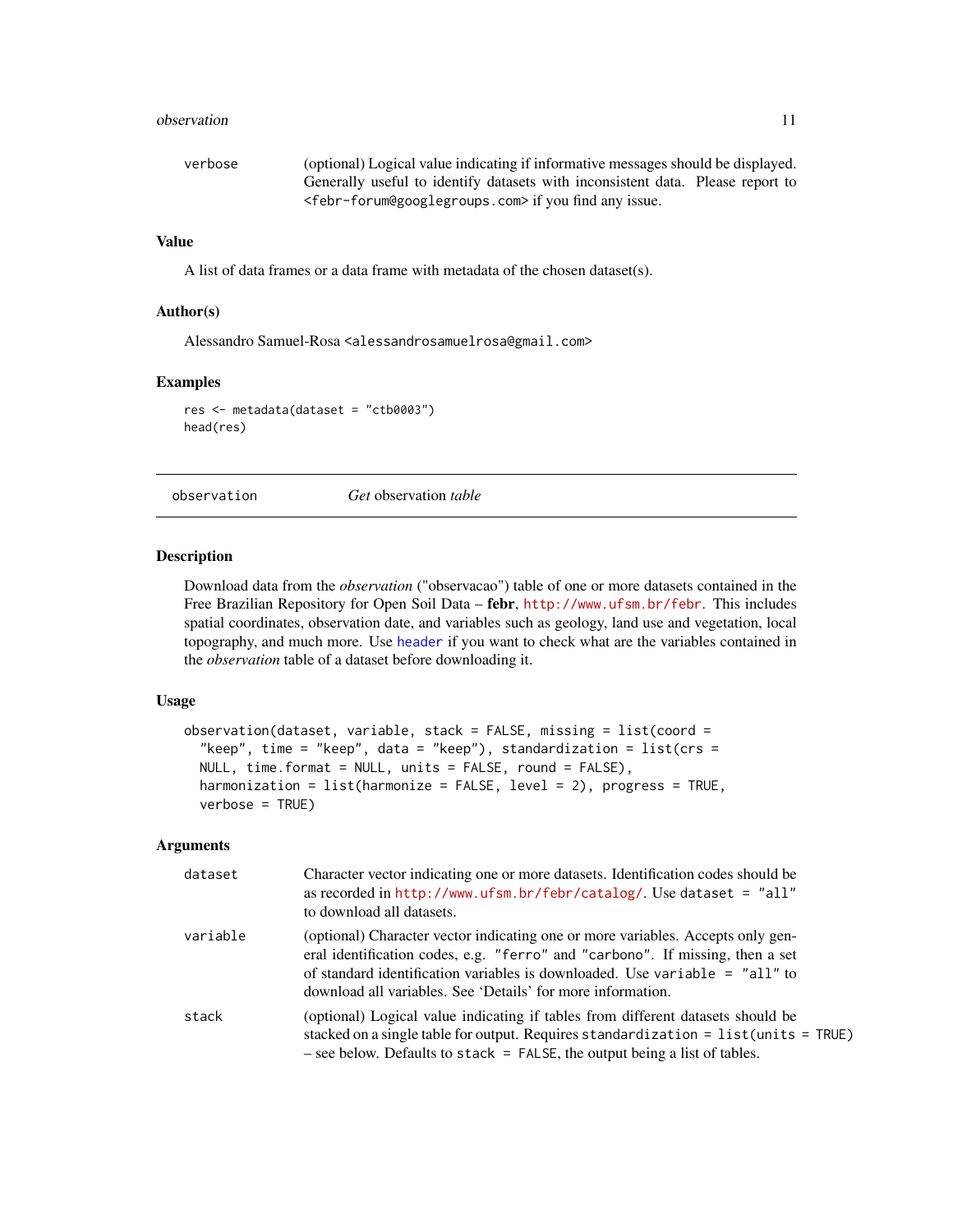verbose (optional) Logical value indicating if informative messages should be displayed. Generally useful to identify datasets with inconsistent data. Please report to <febr-forum@googlegroups.com> if you find any issue.

### Value

A list of data frames or a data frame with metadata of the chosen dataset(s).

### Author(s)

Alessandro Samuel-Rosa <alessandrosamuelrosa@gmail.com>

### Examples

```
res <- metadata(dataset = "ctb0003")
head(res)
```

---

## observation — *Get* observation *table*

---

### Description

Download data from the *observation* ("observacao") table of one or more datasets contained in the Free Brazilian Repository for Open Soil Data – **febr**, http://www.ufsm.br/febr. This includes spatial coordinates, observation date, and variables such as geology, land use and vegetation, local topography, and much more. Use header if you want to check what are the variables contained in the *observation* table of a dataset before downloading it.

### Usage

```
observation(dataset, variable, stack = FALSE, missing = list(coord =
  "keep", time = "keep", data = "keep"), standardization = list(crs =
  NULL, time.format = NULL, units = FALSE, round = FALSE),
  harmonization = list(harmonize = FALSE, level = 2), progress = TRUE,
  verbose = TRUE)
```

### Arguments

| | |
|---|---|
| dataset | Character vector indicating one or more datasets. Identification codes should be as recorded in http://www.ufsm.br/febr/catalog/. Use `dataset = "all"` to download all datasets. |
| variable | (optional) Character vector indicating one or more variables. Accepts only general identification codes, e.g. `"ferro"` and `"carbono"`. If missing, then a set of standard identification variables is downloaded. Use `variable = "all"` to download all variables. See 'Details' for more information. |
| stack | (optional) Logical value indicating if tables from different datasets should be stacked on a single table for output. Requires `standardization = list(units = TRUE)` – see below. Defaults to `stack = FALSE`, the output being a list of tables. |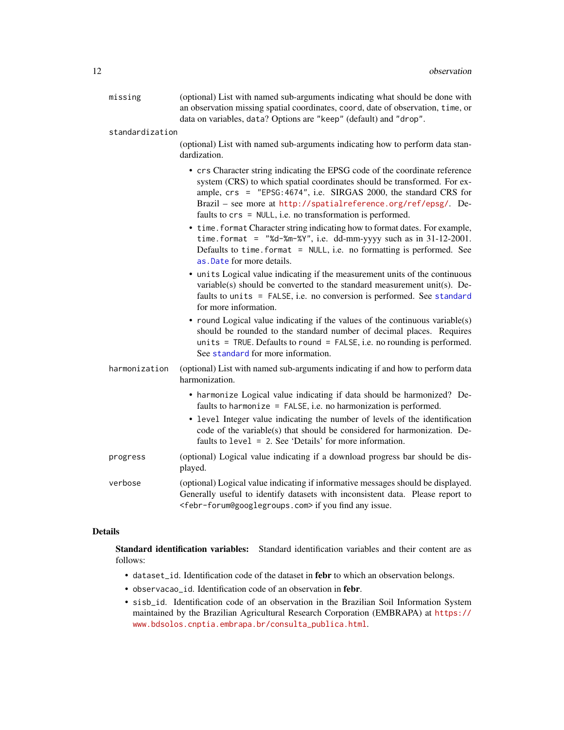`missing` (optional) List with named sub-arguments indicating what should be done with an observation missing spatial coordinates, `coord`, date of observation, `time`, or data on variables, `data`? Options are `"keep"` (default) and `"drop"`.

`standardization` (optional) List with named sub-arguments indicating how to perform data standardization.

- `crs` Character string indicating the EPSG code of the coordinate reference system (CRS) to which spatial coordinates should be transformed. For example, `crs = "EPSG:4674"`, i.e. SIRGAS 2000, the standard CRS for Brazil – see more at http://spatialreference.org/ref/epsg/. Defaults to `crs = NULL`, i.e. no transformation is performed.
- `time.format` Character string indicating how to format dates. For example, `time.format = "%d-%m-%Y"`, i.e. dd-mm-yyyy such as in 31-12-2001. Defaults to `time.format = NULL`, i.e. no formatting is performed. See `as.Date` for more details.
- `units` Logical value indicating if the measurement units of the continuous variable(s) should be converted to the standard measurement unit(s). Defaults to `units = FALSE`, i.e. no conversion is performed. See `standard` for more information.
- `round` Logical value indicating if the values of the continuous variable(s) should be rounded to the standard number of decimal places. Requires `units = TRUE`. Defaults to `round = FALSE`, i.e. no rounding is performed. See `standard` for more information.

`harmonization` (optional) List with named sub-arguments indicating if and how to perform data harmonization.

- `harmonize` Logical value indicating if data should be harmonized? Defaults to `harmonize = FALSE`, i.e. no harmonization is performed.
- `level` Integer value indicating the number of levels of the identification code of the variable(s) that should be considered for harmonization. Defaults to `level = 2`. See 'Details' for more information.

`progress` (optional) Logical value indicating if a download progress bar should be displayed.

`verbose` (optional) Logical value indicating if informative messages should be displayed. Generally useful to identify datasets with inconsistent data. Please report to <febr-forum@googlegroups.com> if you find any issue.

## Details

**Standard identification variables:** Standard identification variables and their content are as follows:

- `dataset_id`. Identification code of the dataset in **febr** to which an observation belongs.
- `observacao_id`. Identification code of an observation in **febr**.
- `sisb_id`. Identification code of an observation in the Brazilian Soil Information System maintained by the Brazilian Agricultural Research Corporation (EMBRAPA) at https://www.bdsolos.cnptia.embrapa.br/consulta_publica.html.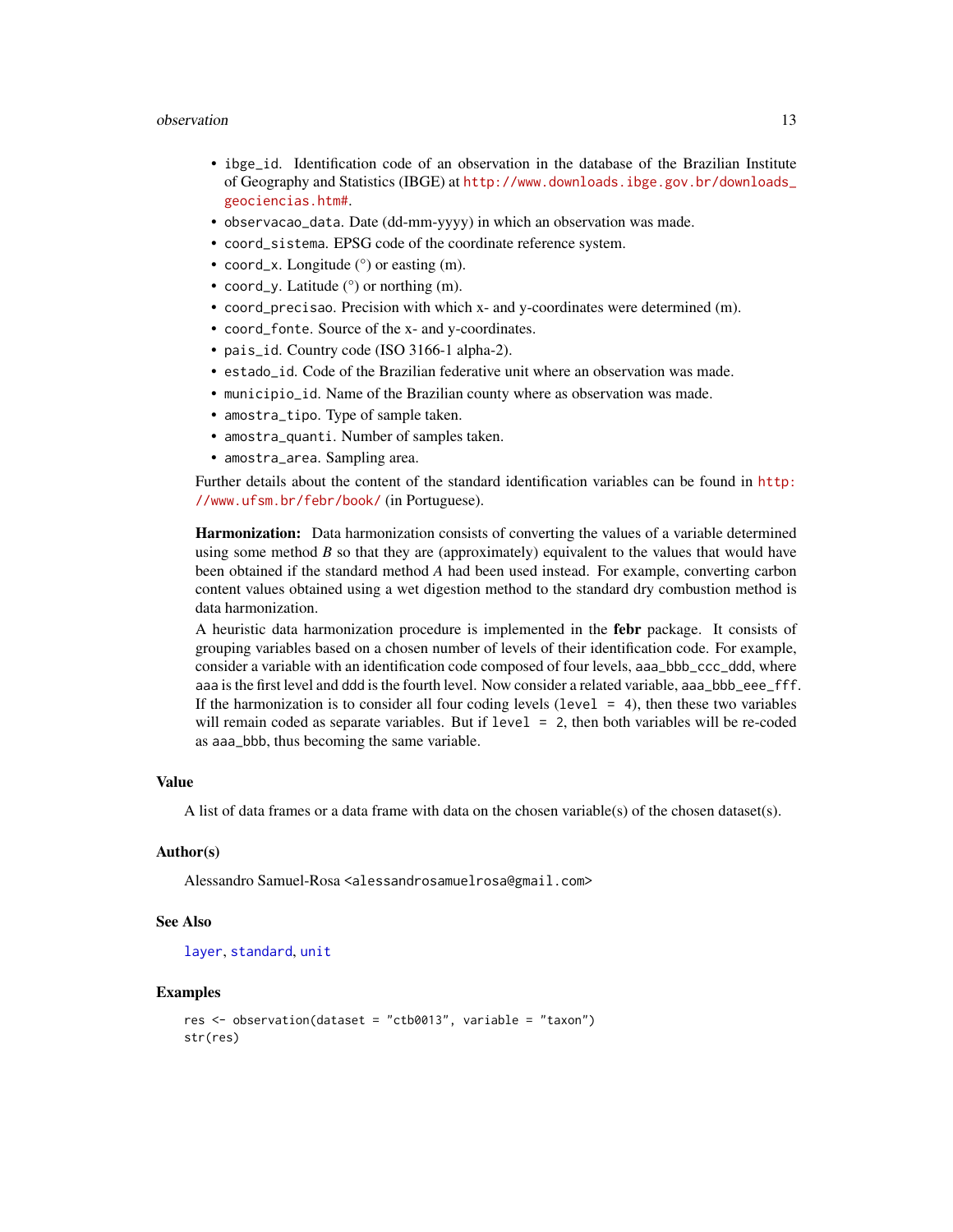- `ibge_id`. Identification code of an observation in the database of the Brazilian Institute of Geography and Statistics (IBGE) at http://www.downloads.ibge.gov.br/downloads_geociencias.htm#.
- `observacao_data`. Date (dd-mm-yyyy) in which an observation was made.
- `coord_sistema`. EPSG code of the coordinate reference system.
- `coord_x`. Longitude (°) or easting (m).
- `coord_y`. Latitude (°) or northing (m).
- `coord_precisao`. Precision with which x- and y-coordinates were determined (m).
- `coord_fonte`. Source of the x- and y-coordinates.
- `pais_id`. Country code (ISO 3166-1 alpha-2).
- `estado_id`. Code of the Brazilian federative unit where an observation was made.
- `municipio_id`. Name of the Brazilian county where as observation was made.
- `amostra_tipo`. Type of sample taken.
- `amostra_quanti`. Number of samples taken.
- `amostra_area`. Sampling area.

Further details about the content of the standard identification variables can be found in http://www.ufsm.br/febr/book/ (in Portuguese).

**Harmonization:** Data harmonization consists of converting the values of a variable determined using some method *B* so that they are (approximately) equivalent to the values that would have been obtained if the standard method *A* had been used instead. For example, converting carbon content values obtained using a wet digestion method to the standard dry combustion method is data harmonization.

A heuristic data harmonization procedure is implemented in the **febr** package. It consists of grouping variables based on a chosen number of levels of their identification code. For example, consider a variable with an identification code composed of four levels, `aaa_bbb_ccc_ddd`, where `aaa` is the first level and `ddd` is the fourth level. Now consider a related variable, `aaa_bbb_eee_fff`. If the harmonization is to consider all four coding levels (`level = 4`), then these two variables will remain coded as separate variables. But if `level = 2`, then both variables will be re-coded as `aaa_bbb`, thus becoming the same variable.

## Value

A list of data frames or a data frame with data on the chosen variable(s) of the chosen dataset(s).

## Author(s)

Alessandro Samuel-Rosa <alessandrosamuelrosa@gmail.com>

## See Also

`layer`, `standard`, `unit`

## Examples

```
res <- observation(dataset = "ctb0013", variable = "taxon")
str(res)
```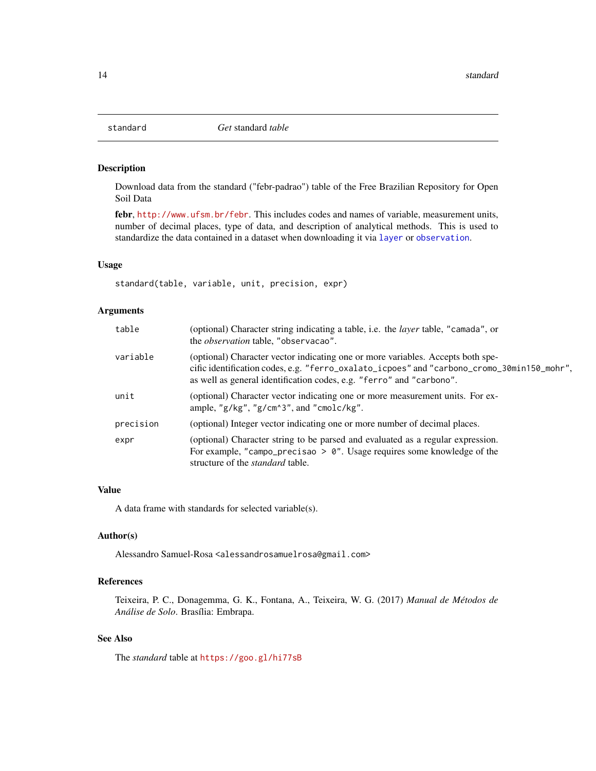`standard` *Get* standard *table*

## Description

Download data from the standard ("febr-padrao") table of the Free Brazilian Repository for Open Soil Data

**febr**, http://www.ufsm.br/febr. This includes codes and names of variable, measurement units, number of decimal places, type of data, and description of analytical methods. This is used to standardize the data contained in a dataset when downloading it via `layer` or `observation`.

## Usage

```
standard(table, variable, unit, precision, expr)
```

## Arguments

| | |
|---|---|
| `table` | (optional) Character string indicating a table, i.e. the *layer* table, `"camada"`, or the *observation* table, `"observacao"`. |
| `variable` | (optional) Character vector indicating one or more variables. Accepts both specific identification codes, e.g. `"ferro_oxalato_icpoes"` and `"carbono_cromo_30min150_mohr"`, as well as general identification codes, e.g. `"ferro"` and `"carbono"`. |
| `unit` | (optional) Character vector indicating one or more measurement units. For example, `"g/kg"`, `"g/cm^3"`, and `"cmolc/kg"`. |
| `precision` | (optional) Integer vector indicating one or more number of decimal places. |
| `expr` | (optional) Character string to be parsed and evaluated as a regular expression. For example, `"campo_precisao > 0"`. Usage requires some knowledge of the structure of the *standard* table. |

## Value

A data frame with standards for selected variable(s).

## Author(s)

Alessandro Samuel-Rosa <alessandrosamuelrosa@gmail.com>

## References

Teixeira, P. C., Donagemma, G. K., Fontana, A., Teixeira, W. G. (2017) *Manual de Métodos de Análise de Solo*. Brasília: Embrapa.

## See Also

The *standard* table at https://goo.gl/hi77sB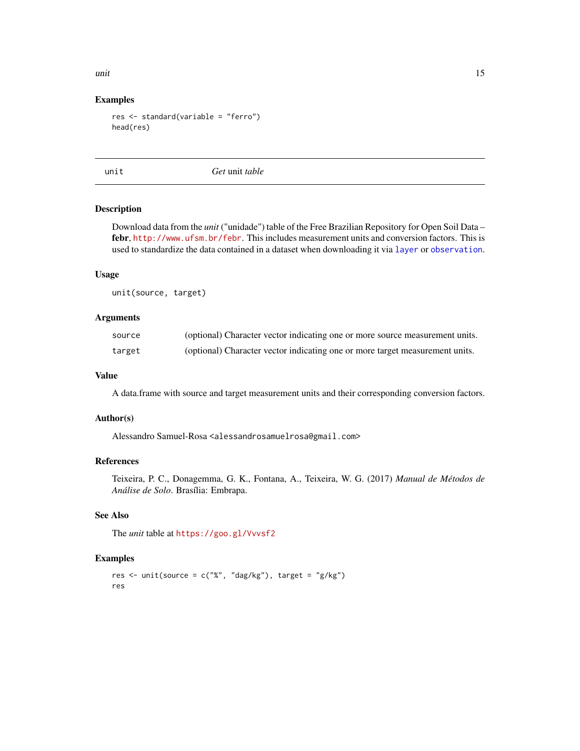## Examples

```
res <- standard(variable = "ferro")
head(res)
```

---

# unit — *Get* unit *table*

## Description

Download data from the *unit* ("unidade") table of the Free Brazilian Repository for Open Soil Data – **febr**, http://www.ufsm.br/febr. This includes measurement units and conversion factors. This is used to standardize the data contained in a dataset when downloading it via `layer` or `observation`.

## Usage

```
unit(source, target)
```

## Arguments

| | |
|---|---|
| `source` | (optional) Character vector indicating one or more source measurement units. |
| `target` | (optional) Character vector indicating one or more target measurement units. |

## Value

A data.frame with source and target measurement units and their corresponding conversion factors.

## Author(s)

Alessandro Samuel-Rosa <alessandrosamuelrosa@gmail.com>

## References

Teixeira, P. C., Donagemma, G. K., Fontana, A., Teixeira, W. G. (2017) *Manual de Métodos de Análise de Solo*. Brasília: Embrapa.

## See Also

The *unit* table at https://goo.gl/Vvvsf2

## Examples

```
res <- unit(source = c("%", "dag/kg"), target = "g/kg")
res
```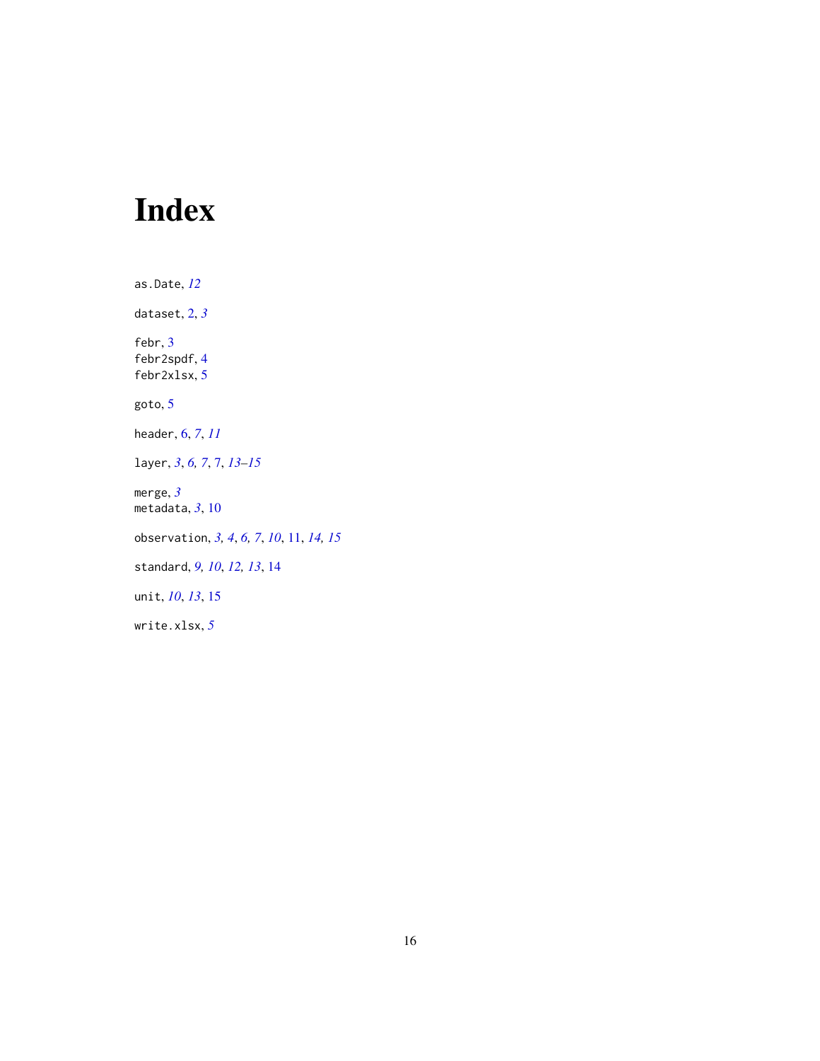# Index

as.Date, *12*

dataset, 2, *3*

febr, 3
febr2spdf, 4
febr2xlsx, 5

goto, 5

header, 6, *7*, *11*

layer, *3*, *6, 7*, 7, *13–15*

merge, *3*
metadata, *3*, 10

observation, *3, 4*, *6, 7*, *10*, 11, *14, 15*

standard, *9, 10*, *12, 13*, 14

unit, *10*, *13*, 15

write.xlsx, *5*